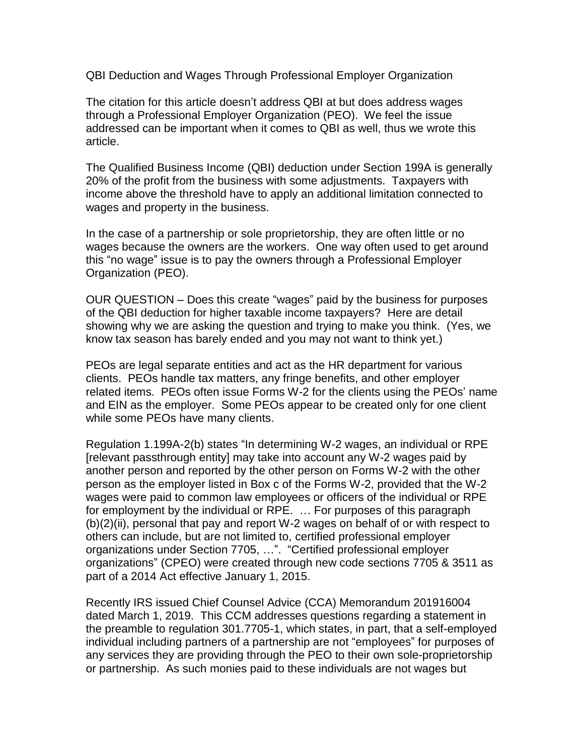# QBI Deduction and Wages Through Professional Employer Organization

The citation for this article doesn't address QBI at but does address wages through a Professional Employer Organization (PEO). We feel the issue addressed can be important when it comes to QBI as well, thus we wrote this article.

The Qualified Business Income (QBI) deduction under Section 199A is generally 20% of the profit from the business with some adjustments. Taxpayers with income above the threshold have to apply an additional limitation connected to wages and property in the business.

In the case of a partnership or sole proprietorship, they are often little or no wages because the owners are the workers. One way often used to get around this "no wage" issue is to pay the owners through a Professional Employer Organization (PEO).

OUR QUESTION – Does this create "wages" paid by the business for purposes of the QBI deduction for higher taxable income taxpayers? Here are detail showing why we are asking the question and trying to make you think. (Yes, we know tax season has barely ended and you may not want to think yet.)

PEOs are legal separate entities and act as the HR department for various clients. PEOs handle tax matters, any fringe benefits, and other employer related items. PEOs often issue Forms W-2 for the clients using the PEOs' name and EIN as the employer. Some PEOs appear to be created only for one client while some PEOs have many clients.

Regulation 1.199A-2(b) states "In determining W-2 wages, an individual or RPE [relevant passthrough entity] may take into account any W-2 wages paid by another person and reported by the other person on Forms W-2 with the other person as the employer listed in Box c of the Forms W-2, provided that the W-2 wages were paid to common law employees or officers of the individual or RPE for employment by the individual or RPE. … For purposes of this paragraph (b)(2)(ii), personal that pay and report W-2 wages on behalf of or with respect to others can include, but are not limited to, certified professional employer organizations under Section 7705, …". "Certified professional employer organizations" (CPEO) were created through new code sections 7705 & 3511 as part of a 2014 Act effective January 1, 2015.

Recently IRS issued Chief Counsel Advice (CCA) Memorandum 201916004 dated March 1, 2019. This CCM addresses questions regarding a statement in the preamble to regulation 301.7705-1, which states, in part, that a self-employed individual including partners of a partnership are not "employees" for purposes of any services they are providing through the PEO to their own sole-proprietorship or partnership. As such monies paid to these individuals are not wages but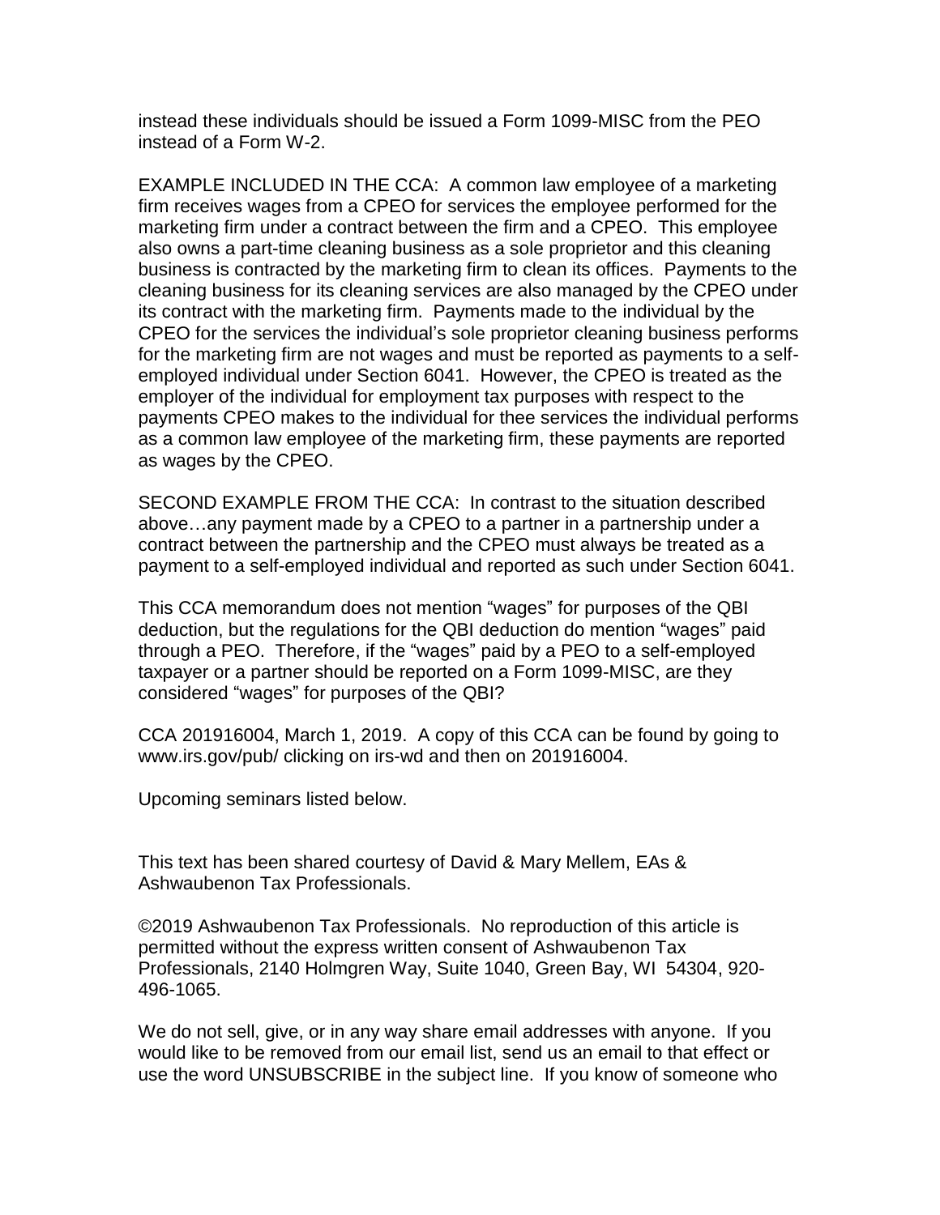instead these individuals should be issued a Form 1099-MISC from the PEO instead of a Form W-2.

EXAMPLE INCLUDED IN THE CCA: A common law employee of a marketing firm receives wages from a CPEO for services the employee performed for the marketing firm under a contract between the firm and a CPEO. This employee also owns a part-time cleaning business as a sole proprietor and this cleaning business is contracted by the marketing firm to clean its offices. Payments to the cleaning business for its cleaning services are also managed by the CPEO under its contract with the marketing firm. Payments made to the individual by the CPEO for the services the individual's sole proprietor cleaning business performs for the marketing firm are not wages and must be reported as payments to a self-employed individual under Section 6041. However, the CPEO is treated as the employer of the individual for employment tax purposes with respect to the payments CPEO makes to the individual for thee services the individual performs as a common law employee of the marketing firm, these payments are reported as wages by the CPEO.

SECOND EXAMPLE FROM THE CCA: In contrast to the situation described above…any payment made by a CPEO to a partner in a partnership under a contract between the partnership and the CPEO must always be treated as a payment to a self-employed individual and reported as such under Section 6041.

This CCA memorandum does not mention "wages" for purposes of the QBI deduction, but the regulations for the QBI deduction do mention "wages" paid through a PEO. Therefore, if the "wages" paid by a PEO to a self-employed taxpayer or a partner should be reported on a Form 1099-MISC, are they considered "wages" for purposes of the QBI?

CCA 201916004, March 1, 2019. A copy of this CCA can be found by going to www.irs.gov/pub/ clicking on irs-wd and then on 201916004.

Upcoming seminars listed below.

This text has been shared courtesy of David & Mary Mellem, EAs & Ashwaubenon Tax Professionals.

©2019 Ashwaubenon Tax Professionals. No reproduction of this article is permitted without the express written consent of Ashwaubenon Tax Professionals, 2140 Holmgren Way, Suite 1040, Green Bay, WI 54304, 920-496-1065.

We do not sell, give, or in any way share email addresses with anyone. If you would like to be removed from our email list, send us an email to that effect or use the word UNSUBSCRIBE in the subject line. If you know of someone who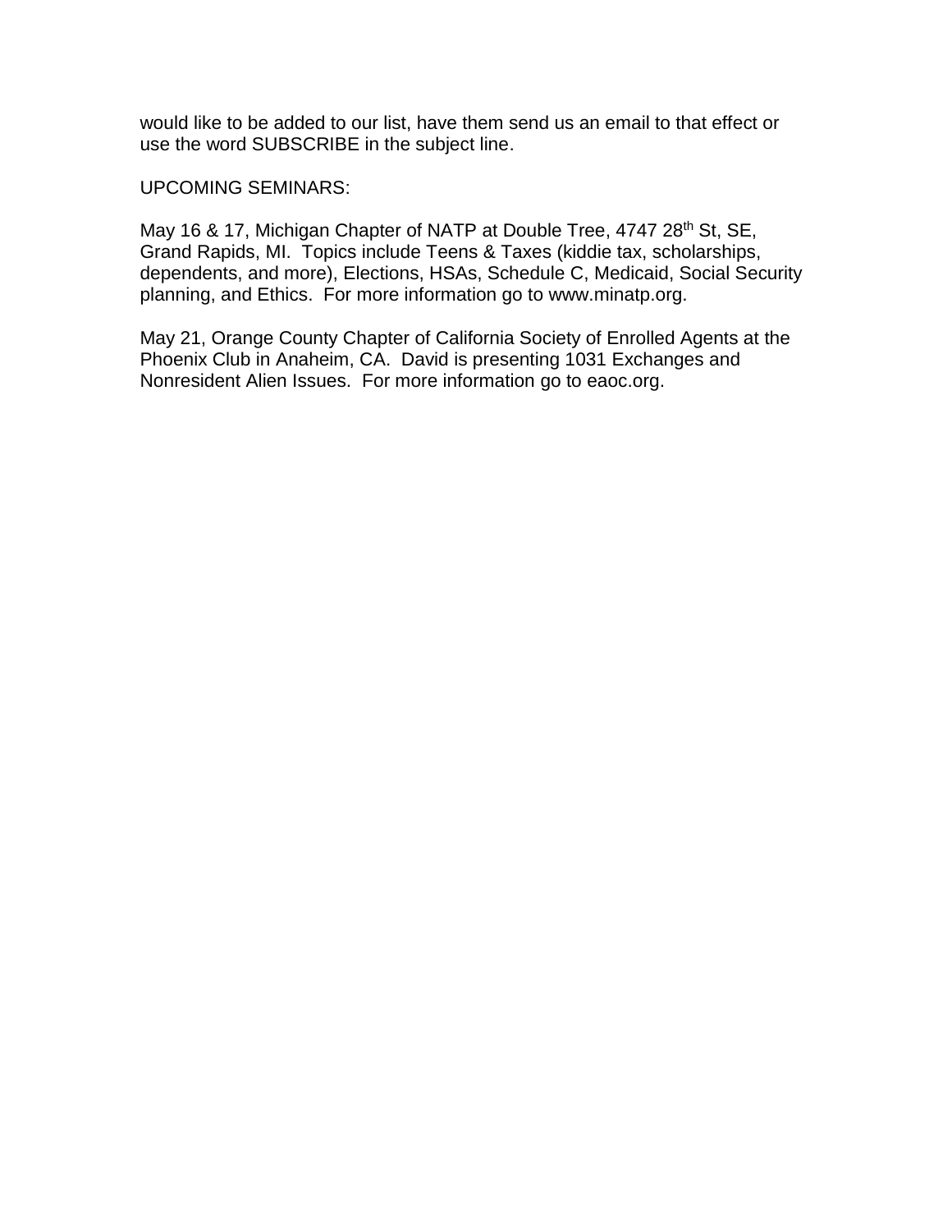would like to be added to our list, have them send us an email to that effect or use the word SUBSCRIBE in the subject line.

UPCOMING SEMINARS:

May 16 & 17, Michigan Chapter of NATP at Double Tree, 4747 28th St, SE, Grand Rapids, MI. Topics include Teens & Taxes (kiddie tax, scholarships, dependents, and more), Elections, HSAs, Schedule C, Medicaid, Social Security planning, and Ethics. For more information go to www.minatp.org.

May 21, Orange County Chapter of California Society of Enrolled Agents at the Phoenix Club in Anaheim, CA. David is presenting 1031 Exchanges and Nonresident Alien Issues. For more information go to eaoc.org.